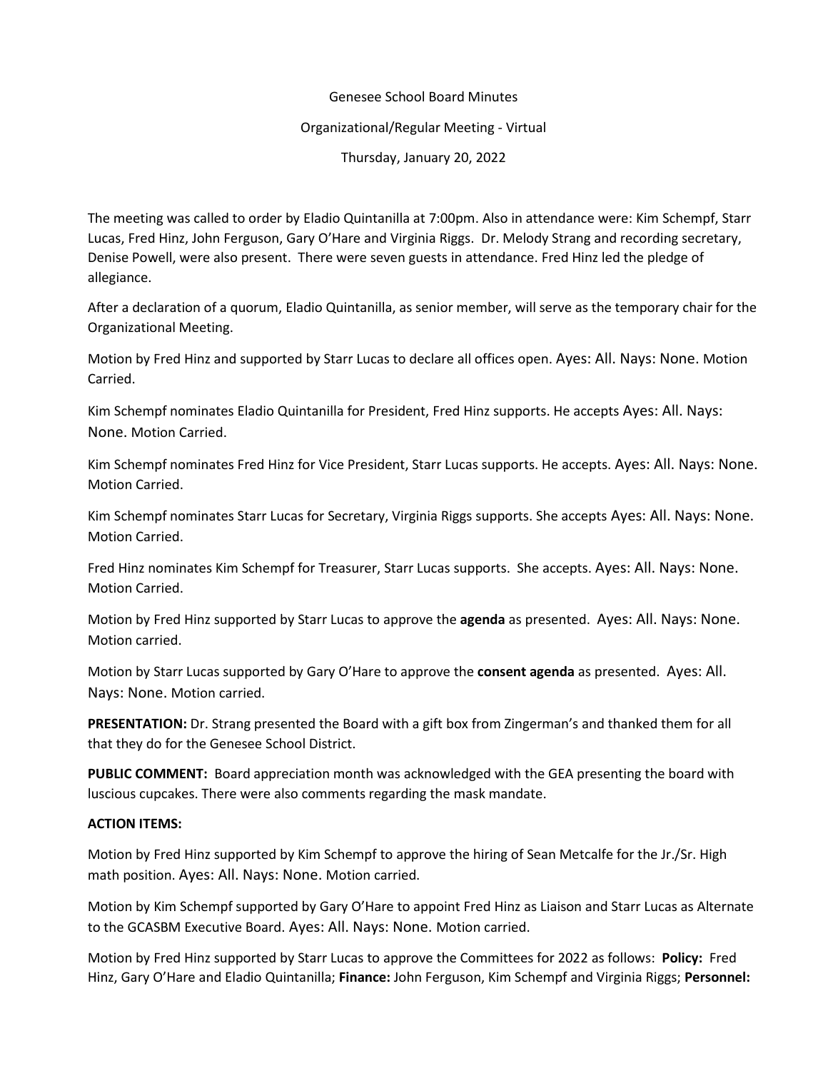Genesee School Board Minutes

Organizational/Regular Meeting - Virtual

Thursday, January 20, 2022

The meeting was called to order by Eladio Quintanilla at 7:00pm. Also in attendance were: Kim Schempf, Starr Lucas, Fred Hinz, John Ferguson, Gary O'Hare and Virginia Riggs. Dr. Melody Strang and recording secretary, Denise Powell, were also present. There were seven guests in attendance. Fred Hinz led the pledge of allegiance.

After a declaration of a quorum, Eladio Quintanilla, as senior member, will serve as the temporary chair for the Organizational Meeting.

Motion by Fred Hinz and supported by Starr Lucas to declare all offices open. Ayes: All. Nays: None. Motion Carried.

Kim Schempf nominates Eladio Quintanilla for President, Fred Hinz supports. He accepts Ayes: All. Nays: None. Motion Carried.

Kim Schempf nominates Fred Hinz for Vice President, Starr Lucas supports. He accepts. Ayes: All. Nays: None. Motion Carried.

Kim Schempf nominates Starr Lucas for Secretary, Virginia Riggs supports. She accepts Ayes: All. Nays: None. Motion Carried.

Fred Hinz nominates Kim Schempf for Treasurer, Starr Lucas supports. She accepts. Ayes: All. Nays: None. Motion Carried.

Motion by Fred Hinz supported by Starr Lucas to approve the **agenda** as presented. Ayes: All. Nays: None. Motion carried.

Motion by Starr Lucas supported by Gary O'Hare to approve the **consent agenda** as presented. Ayes: All. Nays: None. Motion carried.

**PRESENTATION:** Dr. Strang presented the Board with a gift box from Zingerman's and thanked them for all that they do for the Genesee School District.

**PUBLIC COMMENT:** Board appreciation month was acknowledged with the GEA presenting the board with luscious cupcakes. There were also comments regarding the mask mandate.

**ACTION ITEMS:**

Motion by Fred Hinz supported by Kim Schempf to approve the hiring of Sean Metcalfe for the Jr./Sr. High math position. Ayes: All. Nays: None. Motion carried.

Motion by Kim Schempf supported by Gary O'Hare to appoint Fred Hinz as Liaison and Starr Lucas as Alternate to the GCASBM Executive Board. Ayes: All. Nays: None. Motion carried.

Motion by Fred Hinz supported by Starr Lucas to approve the Committees for 2022 as follows: **Policy:** Fred Hinz, Gary O'Hare and Eladio Quintanilla; **Finance:** John Ferguson, Kim Schempf and Virginia Riggs; **Personnel:**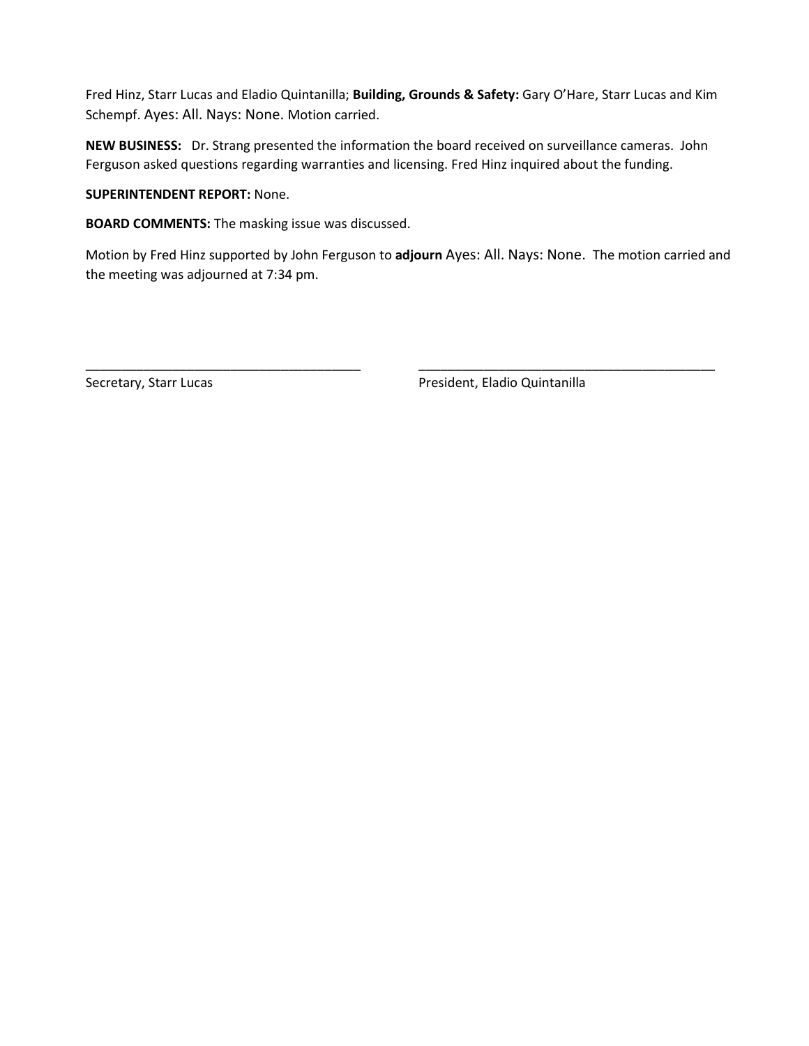Fred Hinz, Starr Lucas and Eladio Quintanilla; **Building, Grounds & Safety:** Gary O'Hare, Starr Lucas and Kim Schempf. Ayes: All. Nays: None. Motion carried.

**NEW BUSINESS:** Dr. Strang presented the information the board received on surveillance cameras. John Ferguson asked questions regarding warranties and licensing. Fred Hinz inquired about the funding.

**SUPERINTENDENT REPORT:** None.

**BOARD COMMENTS:** The masking issue was discussed.

Motion by Fred Hinz supported by John Ferguson to **adjourn** Ayes: All. Nays: None. The motion carried and the meeting was adjourned at 7:34 pm.

_______________________________________ 
Secretary, Starr Lucas

_______________________________________ 
President, Eladio Quintanilla